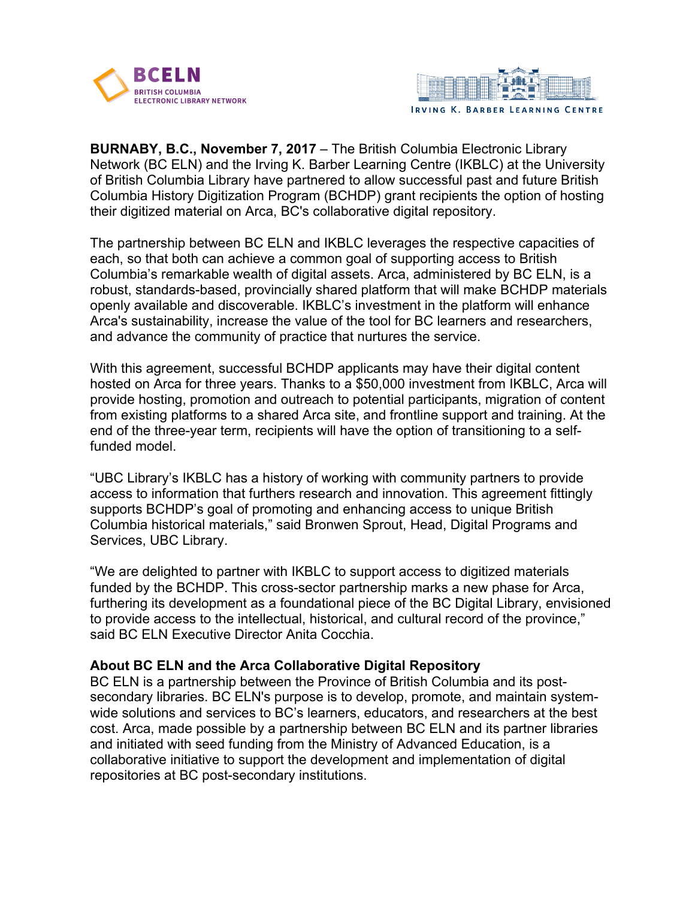BCELN BRITISH COLUMBIA ELECTRONIC LIBRARY NETWORK

IRVING K. BARBER LEARNING CENTRE

**BURNABY, B.C., November 7, 2017** – The British Columbia Electronic Library Network (BC ELN) and the Irving K. Barber Learning Centre (IKBLC) at the University of British Columbia Library have partnered to allow successful past and future British Columbia History Digitization Program (BCHDP) grant recipients the option of hosting their digitized material on Arca, BC's collaborative digital repository.

The partnership between BC ELN and IKBLC leverages the respective capacities of each, so that both can achieve a common goal of supporting access to British Columbia's remarkable wealth of digital assets. Arca, administered by BC ELN, is a robust, standards-based, provincially shared platform that will make BCHDP materials openly available and discoverable. IKBLC's investment in the platform will enhance Arca's sustainability, increase the value of the tool for BC learners and researchers, and advance the community of practice that nurtures the service.

With this agreement, successful BCHDP applicants may have their digital content hosted on Arca for three years. Thanks to a $50,000 investment from IKBLC, Arca will provide hosting, promotion and outreach to potential participants, migration of content from existing platforms to a shared Arca site, and frontline support and training. At the end of the three-year term, recipients will have the option of transitioning to a self-funded model.

"UBC Library's IKBLC has a history of working with community partners to provide access to information that furthers research and innovation. This agreement fittingly supports BCHDP's goal of promoting and enhancing access to unique British Columbia historical materials," said Bronwen Sprout, Head, Digital Programs and Services, UBC Library.

"We are delighted to partner with IKBLC to support access to digitized materials funded by the BCHDP. This cross-sector partnership marks a new phase for Arca, furthering its development as a foundational piece of the BC Digital Library, envisioned to provide access to the intellectual, historical, and cultural record of the province," said BC ELN Executive Director Anita Cocchia.

**About BC ELN and the Arca Collaborative Digital Repository**

BC ELN is a partnership between the Province of British Columbia and its post-secondary libraries. BC ELN's purpose is to develop, promote, and maintain system-wide solutions and services to BC's learners, educators, and researchers at the best cost. Arca, made possible by a partnership between BC ELN and its partner libraries and initiated with seed funding from the Ministry of Advanced Education, is a collaborative initiative to support the development and implementation of digital repositories at BC post-secondary institutions.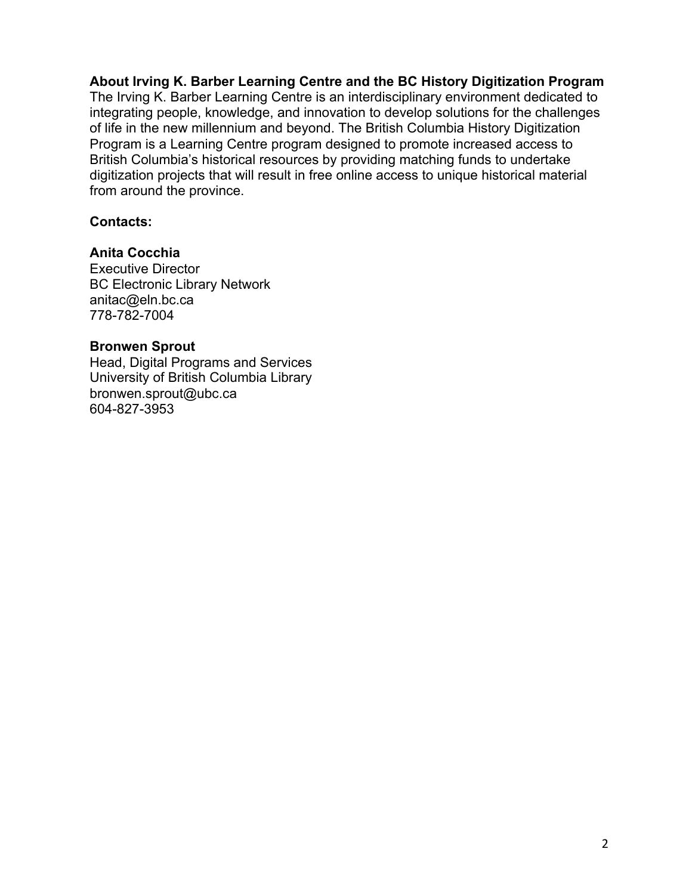**About Irving K. Barber Learning Centre and the BC History Digitization Program**

The Irving K. Barber Learning Centre is an interdisciplinary environment dedicated to integrating people, knowledge, and innovation to develop solutions for the challenges of life in the new millennium and beyond. The British Columbia History Digitization Program is a Learning Centre program designed to promote increased access to British Columbia's historical resources by providing matching funds to undertake digitization projects that will result in free online access to unique historical material from around the province.

**Contacts:**

**Anita Cocchia**
Executive Director
BC Electronic Library Network
anitac@eln.bc.ca
778-782-7004

**Bronwen Sprout**
Head, Digital Programs and Services
University of British Columbia Library
bronwen.sprout@ubc.ca
604-827-3953